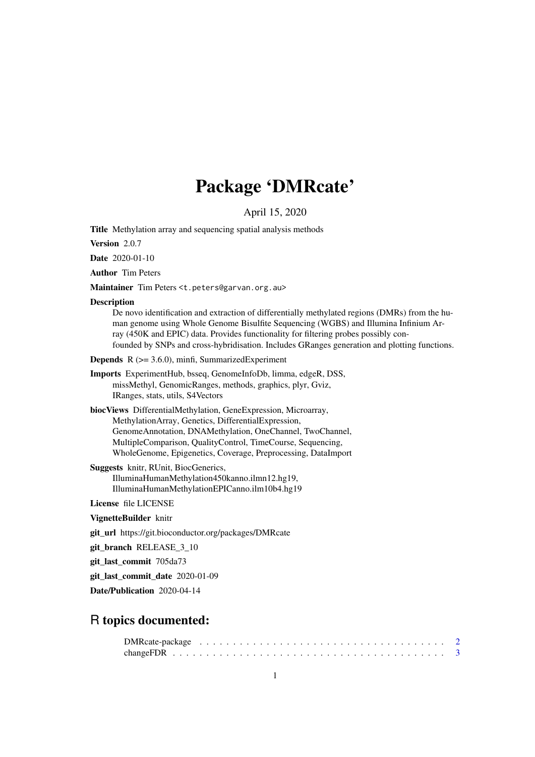# Package 'DMRcate'

April 15, 2020

**Title** Methylation array and sequencing spatial analysis methods

**Version** 2.0.7

**Date** 2020-01-10

**Author** Tim Peters

**Maintainer** Tim Peters <t.peters@garvan.org.au>

**Description**
De novo identification and extraction of differentially methylated regions (DMRs) from the human genome using Whole Genome Bisulfite Sequencing (WGBS) and Illumina Infinium Array (450K and EPIC) data. Provides functionality for filtering probes possibly confounded by SNPs and cross-hybridisation. Includes GRanges generation and plotting functions.

**Depends** R (>= 3.6.0), minfi, SummarizedExperiment

**Imports** ExperimentHub, bsseq, GenomeInfoDb, limma, edgeR, DSS, missMethyl, GenomicRanges, methods, graphics, plyr, Gviz, IRanges, stats, utils, S4Vectors

**biocViews** DifferentialMethylation, GeneExpression, Microarray, MethylationArray, Genetics, DifferentialExpression, GenomeAnnotation, DNAMethylation, OneChannel, TwoChannel, MultipleComparison, QualityControl, TimeCourse, Sequencing, WholeGenome, Epigenetics, Coverage, Preprocessing, DataImport

**Suggests** knitr, RUnit, BiocGenerics, IlluminaHumanMethylation450kanno.ilmn12.hg19, IlluminaHumanMethylationEPICanno.ilm10b4.hg19

**License** file LICENSE

**VignetteBuilder** knitr

**git_url** https://git.bioconductor.org/packages/DMRcate

**git_branch** RELEASE_3_10

**git_last_commit** 705da73

**git_last_commit_date** 2020-01-09

**Date/Publication** 2020-04-14

## R topics documented:

DMRcate-package . . . . . . . . . . . . . . . . . . . . . . . . . . . . . . . . . . . . 2
changeFDR . . . . . . . . . . . . . . . . . . . . . . . . . . . . . . . . . . . . . . . . 3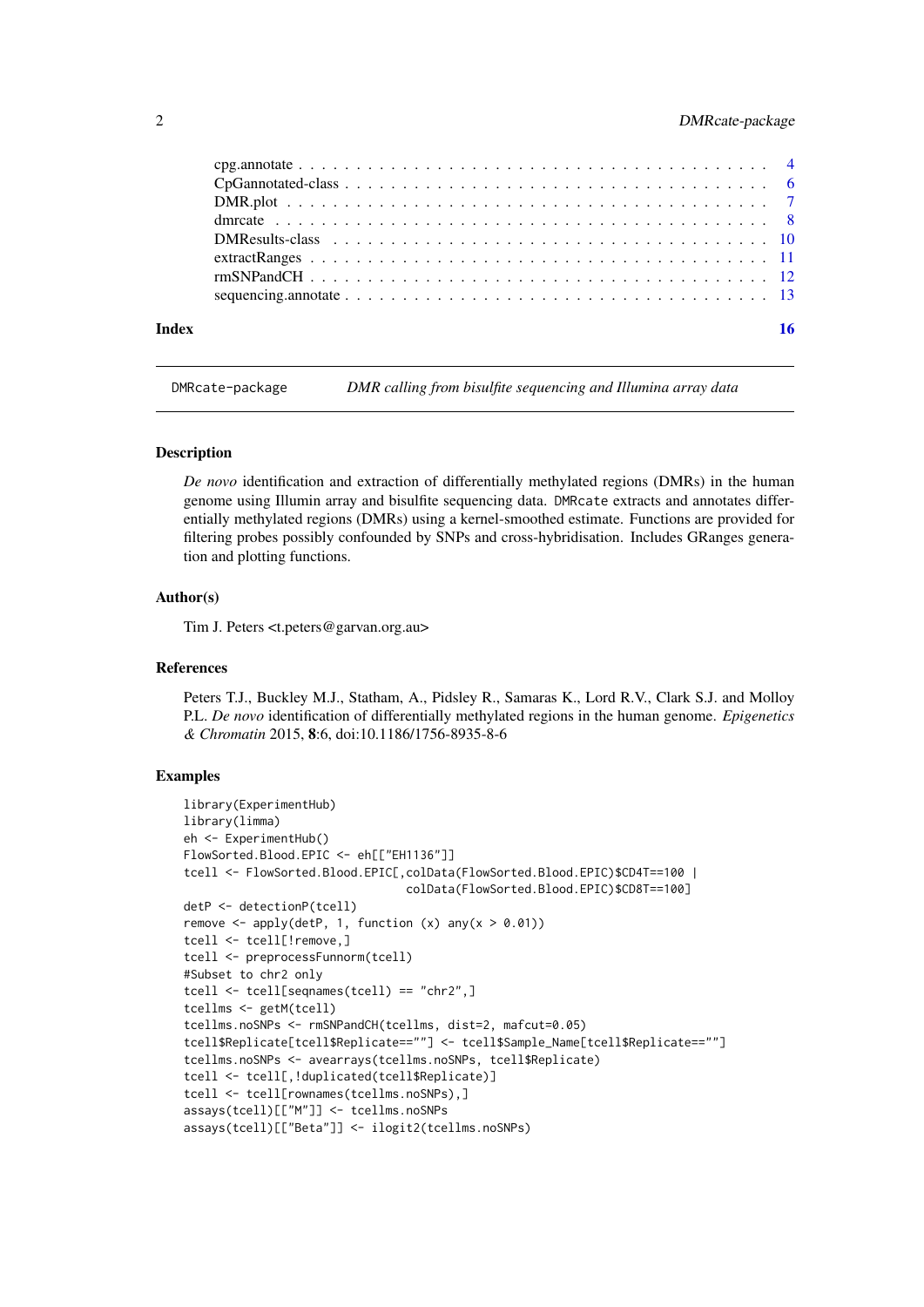cpg.annotate . . . . . . . . . . . . . . . . . . . . . . . . . . . . . . . . . . . . . . 4
CpGannotated-class . . . . . . . . . . . . . . . . . . . . . . . . . . . . . . . . . . . 6
DMR.plot . . . . . . . . . . . . . . . . . . . . . . . . . . . . . . . . . . . . . . . . 7
dmrcate . . . . . . . . . . . . . . . . . . . . . . . . . . . . . . . . . . . . . . . . . 8
DMResults-class . . . . . . . . . . . . . . . . . . . . . . . . . . . . . . . . . . . . 10
extractRanges . . . . . . . . . . . . . . . . . . . . . . . . . . . . . . . . . . . . . . 11
rmSNPandCH . . . . . . . . . . . . . . . . . . . . . . . . . . . . . . . . . . . . . . . 12
sequencing.annotate . . . . . . . . . . . . . . . . . . . . . . . . . . . . . . . . . . . 13

**Index** 16

---

## DMRcate-package — *DMR calling from bisulfite sequencing and Illumina array data*

### Description

*De novo* identification and extraction of differentially methylated regions (DMRs) in the human genome using Illumin array and bisulfite sequencing data. DMRcate extracts and annotates differentially methylated regions (DMRs) using a kernel-smoothed estimate. Functions are provided for filtering probes possibly confounded by SNPs and cross-hybridisation. Includes GRanges generation and plotting functions.

### Author(s)

Tim J. Peters <t.peters@garvan.org.au>

### References

Peters T.J., Buckley M.J., Statham, A., Pidsley R., Samaras K., Lord R.V., Clark S.J. and Molloy P.L. *De novo* identification of differentially methylated regions in the human genome. *Epigenetics & Chromatin* 2015, **8**:6, doi:10.1186/1756-8935-8-6

### Examples

```
library(ExperimentHub)
library(limma)
eh <- ExperimentHub()
FlowSorted.Blood.EPIC <- eh[["EH1136"]]
tcell <- FlowSorted.Blood.EPIC[,colData(FlowSorted.Blood.EPIC)$CD4T==100 |
                                colData(FlowSorted.Blood.EPIC)$CD8T==100]
detP <- detectionP(tcell)
remove <- apply(detP, 1, function (x) any(x > 0.01))
tcell <- tcell[!remove,]
tcell <- preprocessFunnorm(tcell)
#Subset to chr2 only
tcell <- tcell[seqnames(tcell) == "chr2",]
tcellms <- getM(tcell)
tcellms.noSNPs <- rmSNPandCH(tcellms, dist=2, mafcut=0.05)
tcell$Replicate[tcell$Replicate==""] <- tcell$Sample_Name[tcell$Replicate==""]
tcellms.noSNPs <- avearrays(tcellms.noSNPs, tcell$Replicate)
tcell <- tcell[,!duplicated(tcell$Replicate)]
tcell <- tcell[rownames(tcellms.noSNPs),]
assays(tcell)[["M"]] <- tcellms.noSNPs
assays(tcell)[["Beta"]] <- ilogit2(tcellms.noSNPs)
```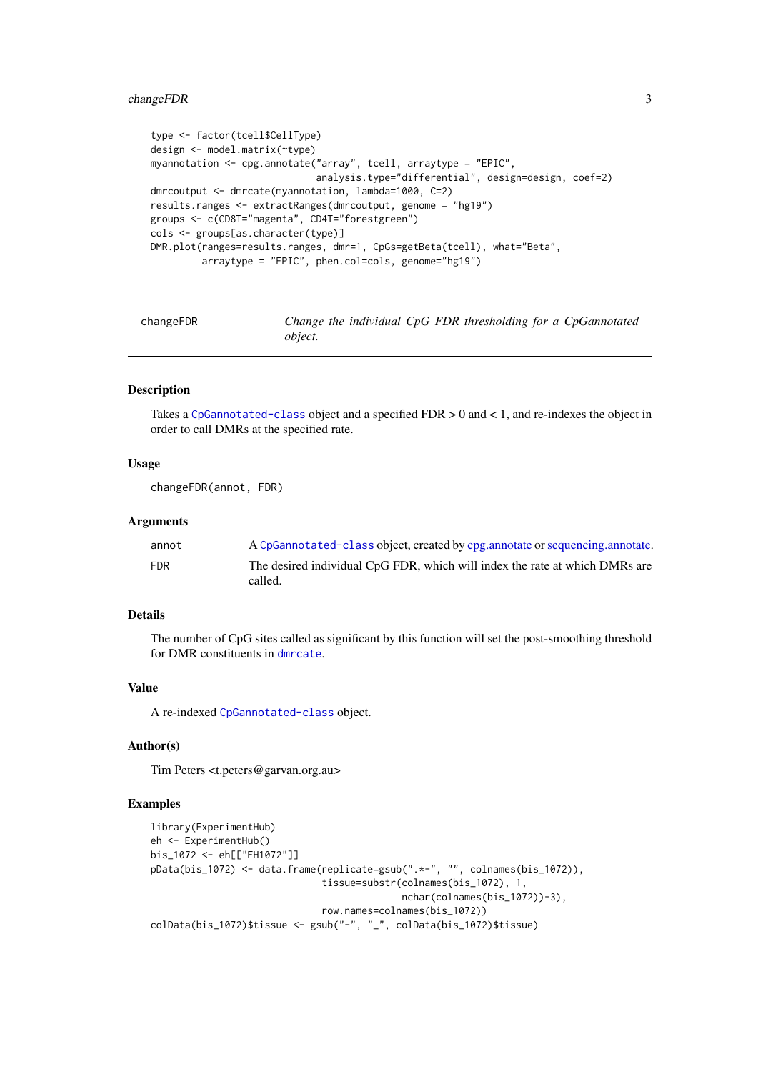```
type <- factor(tcell$CellType)
design <- model.matrix(~type)
myannotation <- cpg.annotate("array", tcell, arraytype = "EPIC",
                             analysis.type="differential", design=design, coef=2)
dmrcoutput <- dmrcate(myannotation, lambda=1000, C=2)
results.ranges <- extractRanges(dmrcoutput, genome = "hg19")
groups <- c(CD8T="magenta", CD4T="forestgreen")
cols <- groups[as.character(type)]
DMR.plot(ranges=results.ranges, dmr=1, CpGs=getBeta(tcell), what="Beta",
         arraytype = "EPIC", phen.col=cols, genome="hg19")
```

---

## changeFDR — *Change the individual CpG FDR thresholding for a CpGannotated object.*

---

### Description

Takes a CpGannotated-class object and a specified FDR > 0 and < 1, and re-indexes the object in order to call DMRs at the specified rate.

### Usage

```
changeFDR(annot, FDR)
```

### Arguments

| | |
|---|---|
| annot | A CpGannotated-class object, created by cpg.annotate or sequencing.annotate. |
| FDR | The desired individual CpG FDR, which will index the rate at which DMRs are called. |

### Details

The number of CpG sites called as significant by this function will set the post-smoothing threshold for DMR constituents in dmrcate.

### Value

A re-indexed CpGannotated-class object.

### Author(s)

Tim Peters <t.peters@garvan.org.au>

### Examples

```
library(ExperimentHub)
eh <- ExperimentHub()
bis_1072 <- eh[["EH1072"]]
pData(bis_1072) <- data.frame(replicate=gsub(".*-", "", colnames(bis_1072)),
                              tissue=substr(colnames(bis_1072), 1,
                                            nchar(colnames(bis_1072))-3),
                              row.names=colnames(bis_1072))
colData(bis_1072)$tissue <- gsub("-", "_", colData(bis_1072)$tissue)
```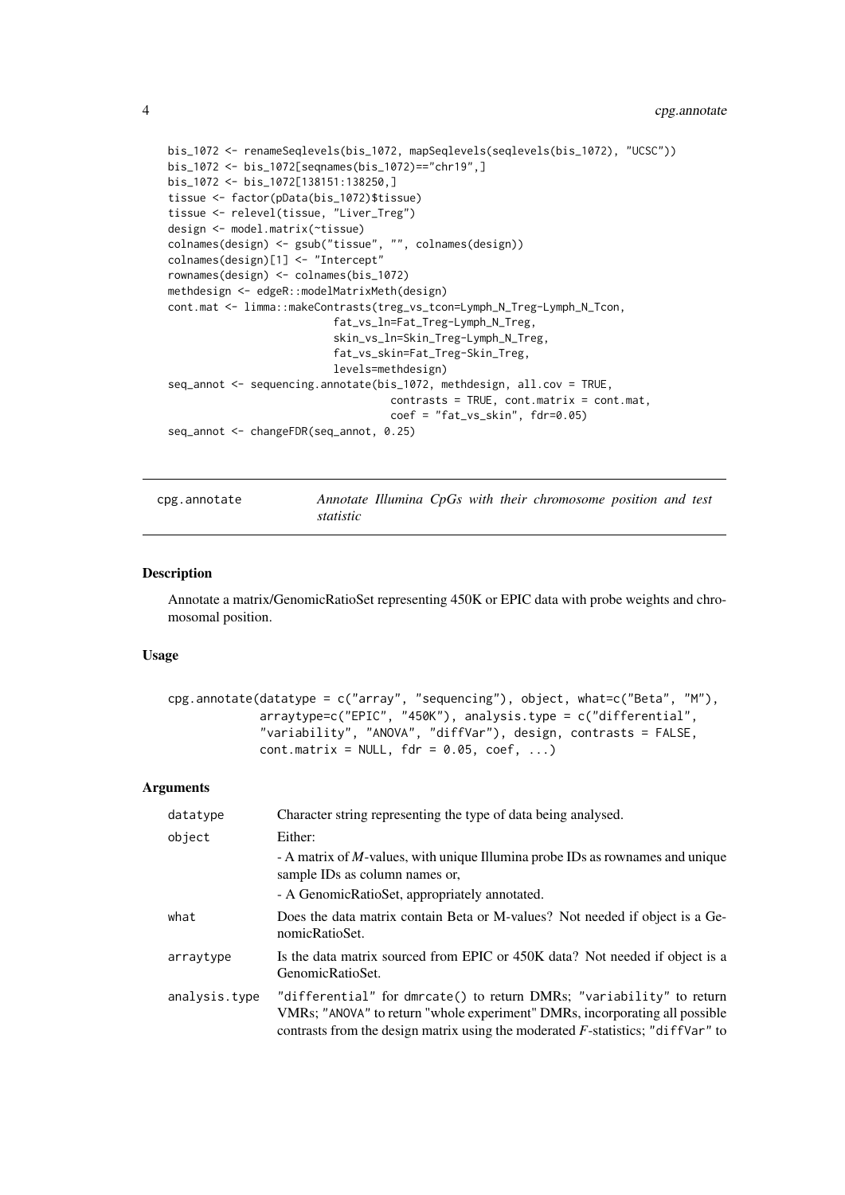```
bis_1072 <- renameSeqlevels(bis_1072, mapSeqlevels(seqlevels(bis_1072), "UCSC"))
bis_1072 <- bis_1072[seqnames(bis_1072)=="chr19",]
bis_1072 <- bis_1072[138151:138250,]
tissue <- factor(pData(bis_1072)$tissue)
tissue <- relevel(tissue, "Liver_Treg")
design <- model.matrix(~tissue)
colnames(design) <- gsub("tissue", "", colnames(design))
colnames(design)[1] <- "Intercept"
rownames(design) <- colnames(bis_1072)
methdesign <- edgeR::modelMatrixMeth(design)
cont.mat <- limma::makeContrasts(treg_vs_tcon=Lymph_N_Treg-Lymph_N_Tcon,
                        fat_vs_ln=Fat_Treg-Lymph_N_Treg,
                        skin_vs_ln=Skin_Treg-Lymph_N_Treg,
                        fat_vs_skin=Fat_Treg-Skin_Treg,
                        levels=methdesign)
seq_annot <- sequencing.annotate(bis_1072, methdesign, all.cov = TRUE,
                                 contrasts = TRUE, cont.matrix = cont.mat,
                                 coef = "fat_vs_skin", fdr=0.05)
seq_annot <- changeFDR(seq_annot, 0.25)
```

---

## cpg.annotate — *Annotate Illumina CpGs with their chromosome position and test statistic*

### Description

Annotate a matrix/GenomicRatioSet representing 450K or EPIC data with probe weights and chromosomal position.

### Usage

```
cpg.annotate(datatype = c("array", "sequencing"), object, what=c("Beta", "M"),
             arraytype=c("EPIC", "450K"), analysis.type = c("differential",
             "variability", "ANOVA", "diffVar"), design, contrasts = FALSE,
             cont.matrix = NULL, fdr = 0.05, coef, ...)
```

### Arguments

| Argument | Description |
|---|---|
| `datatype` | Character string representing the type of data being analysed. |
| `object` | Either:<br>- A matrix of *M*-values, with unique Illumina probe IDs as rownames and unique sample IDs as column names or,<br>- A GenomicRatioSet, appropriately annotated. |
| `what` | Does the data matrix contain Beta or M-values? Not needed if object is a GenomicRatioSet. |
| `arraytype` | Is the data matrix sourced from EPIC or 450K data? Not needed if object is a GenomicRatioSet. |
| `analysis.type` | `"differential"` for `dmrcate()` to return DMRs; `"variability"` to return VMRs; `"ANOVA"` to return "whole experiment" DMRs, incorporating all possible contrasts from the design matrix using the moderated *F*-statistics; `"diffVar"` to |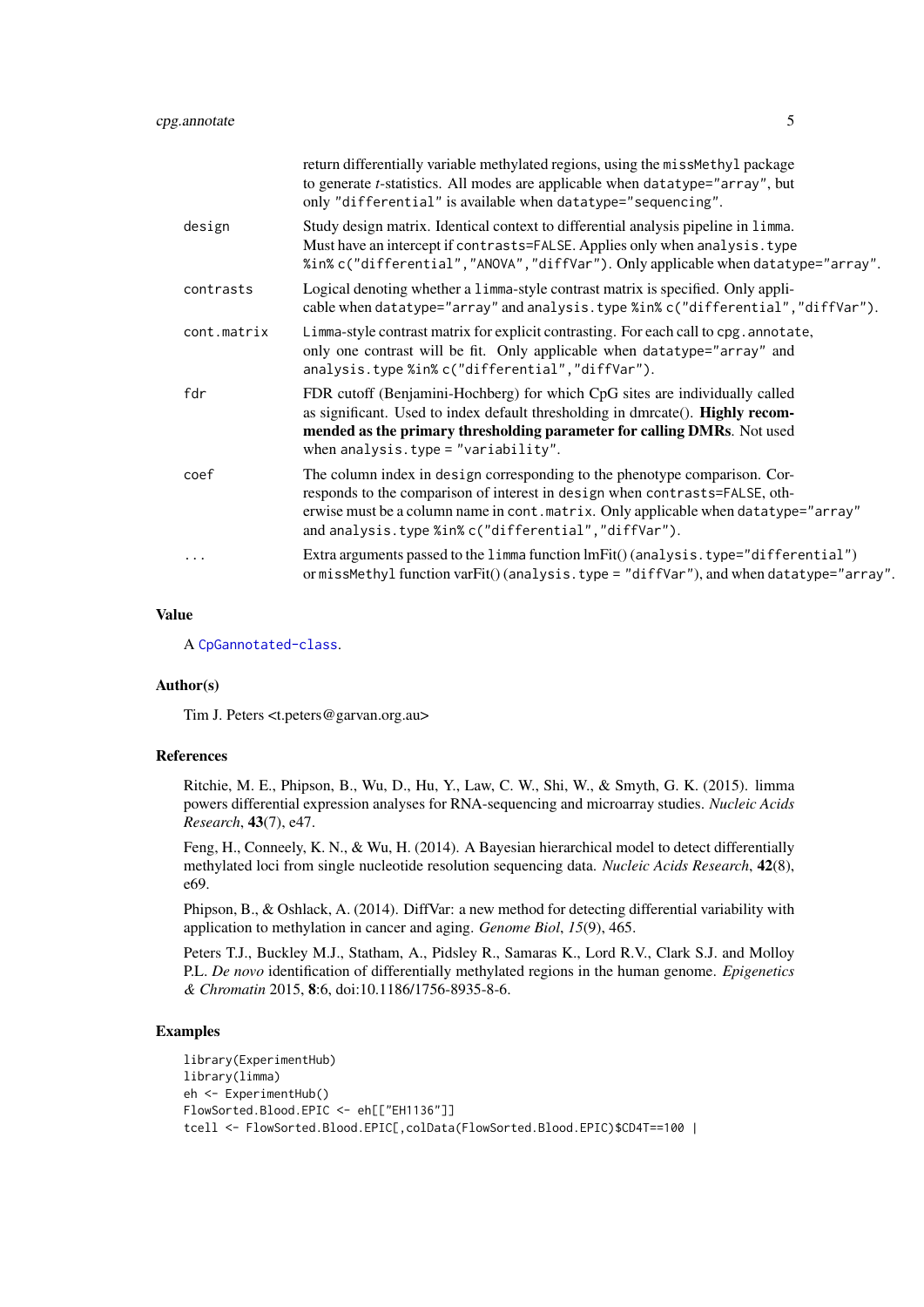|  |  |
|---|---|
|  | return differentially variable methylated regions, using the `missMethyl` package to generate *t*-statistics. All modes are applicable when `datatype="array"`, but only `"differential"` is available when `datatype="sequencing"`. |
| `design` | Study design matrix. Identical context to differential analysis pipeline in `limma`. Must have an intercept if `contrasts=FALSE`. Applies only when `analysis.type %in% c("differential","ANOVA","diffVar")`. Only applicable when `datatype="array"`. |
| `contrasts` | Logical denoting whether a `limma`-style contrast matrix is specified. Only applicable when `datatype="array"` and `analysis.type %in% c("differential","diffVar")`. |
| `cont.matrix` | `Limma`-style contrast matrix for explicit contrasting. For each call to `cpg.annotate`, only one contrast will be fit. Only applicable when `datatype="array"` and `analysis.type %in% c("differential","diffVar")`. |
| `fdr` | FDR cutoff (Benjamini-Hochberg) for which CpG sites are individually called as significant. Used to index default thresholding in dmrcate(). **Highly recommended as the primary thresholding parameter for calling DMRs**. Not used when `analysis.type = "variability"`. |
| `coef` | The column index in `design` corresponding to the phenotype comparison. Corresponds to the comparison of interest in `design` when `contrasts=FALSE`, otherwise must be a column name in `cont.matrix`. Only applicable when `datatype="array"` and `analysis.type %in% c("differential","diffVar")`. |
| `...` | Extra arguments passed to the `limma` function lmFit() (`analysis.type="differential"`) or `missMethyl` function varFit() (`analysis.type = "diffVar"`), and when `datatype="array"`. |

## Value

A `CpGannotated-class`.

## Author(s)

Tim J. Peters <t.peters@garvan.org.au>

## References

Ritchie, M. E., Phipson, B., Wu, D., Hu, Y., Law, C. W., Shi, W., & Smyth, G. K. (2015). limma powers differential expression analyses for RNA-sequencing and microarray studies. *Nucleic Acids Research*, **43**(7), e47.

Feng, H., Conneely, K. N., & Wu, H. (2014). A Bayesian hierarchical model to detect differentially methylated loci from single nucleotide resolution sequencing data. *Nucleic Acids Research*, **42**(8), e69.

Phipson, B., & Oshlack, A. (2014). DiffVar: a new method for detecting differential variability with application to methylation in cancer and aging. *Genome Biol*, *15*(9), 465.

Peters T.J., Buckley M.J., Statham, A., Pidsley R., Samaras K., Lord R.V., Clark S.J. and Molloy P.L. *De novo* identification of differentially methylated regions in the human genome. *Epigenetics & Chromatin* 2015, **8**:6, doi:10.1186/1756-8935-8-6.

## Examples

```
library(ExperimentHub)
library(limma)
eh <- ExperimentHub()
FlowSorted.Blood.EPIC <- eh[["EH1136"]]
tcell <- FlowSorted.Blood.EPIC[,colData(FlowSorted.Blood.EPIC)$CD4T==100 |
```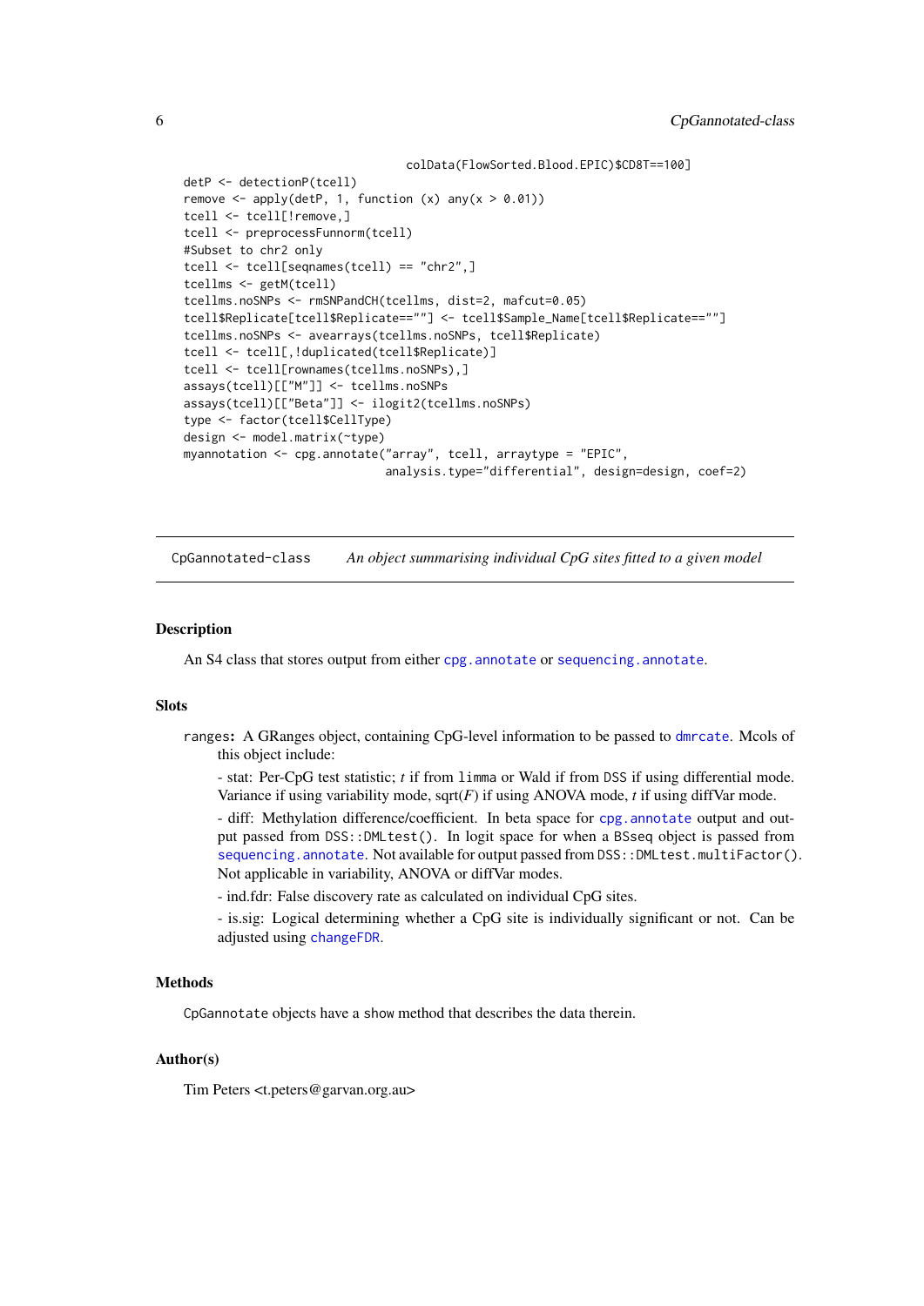```
                                colData(FlowSorted.Blood.EPIC)$CD8T==100]
detP <- detectionP(tcell)
remove <- apply(detP, 1, function (x) any(x > 0.01))
tcell <- tcell[!remove,]
tcell <- preprocessFunnorm(tcell)
#Subset to chr2 only
tcell <- tcell[seqnames(tcell) == "chr2",]
tcellms <- getM(tcell)
tcellms.noSNPs <- rmSNPandCH(tcellms, dist=2, mafcut=0.05)
tcell$Replicate[tcell$Replicate==""] <- tcell$Sample_Name[tcell$Replicate==""]
tcellms.noSNPs <- avearrays(tcellms.noSNPs, tcell$Replicate)
tcell <- tcell[,!duplicated(tcell$Replicate)]
tcell <- tcell[rownames(tcellms.noSNPs),]
assays(tcell)[["M"]] <- tcellms.noSNPs
assays(tcell)[["Beta"]] <- ilogit2(tcellms.noSNPs)
type <- factor(tcell$CellType)
design <- model.matrix(~type)
myannotation <- cpg.annotate("array", tcell, arraytype = "EPIC",
                             analysis.type="differential", design=design, coef=2)
```

## CpGannotated-class *An object summarising individual CpG sites fitted to a given model*

### Description

An S4 class that stores output from either `cpg.annotate` or `sequencing.annotate`.

### Slots

`ranges`: A GRanges object, containing CpG-level information to be passed to `dmrcate`. Mcols of this object include:

- stat: Per-CpG test statistic; *t* if from `limma` or Wald if from `DSS` if using differential mode. Variance if using variability mode, sqrt(*F*) if using ANOVA mode, *t* if using diffVar mode.

- diff: Methylation difference/coefficient. In beta space for `cpg.annotate` output and output passed from `DSS::DMLtest()`. In logit space for when a `BSseq` object is passed from `sequencing.annotate`. Not available for output passed from `DSS::DMLtest.multiFactor()`. Not applicable in variability, ANOVA or diffVar modes.

- ind.fdr: False discovery rate as calculated on individual CpG sites.

- is.sig: Logical determining whether a CpG site is individually significant or not. Can be adjusted using `changeFDR`.

### Methods

`CpGannotate` objects have a `show` method that describes the data therein.

### Author(s)

Tim Peters <t.peters@garvan.org.au>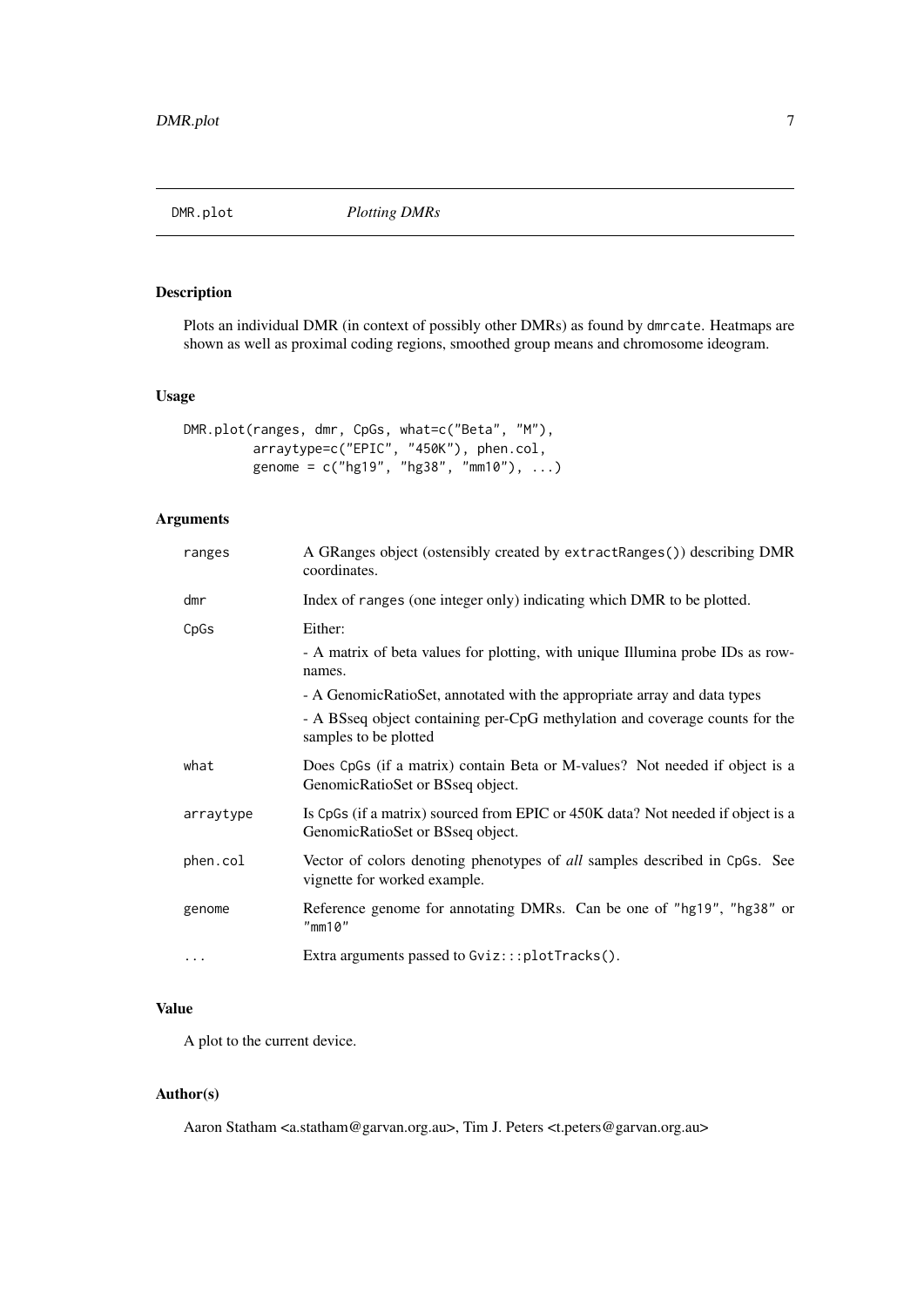# DMR.plot — *Plotting DMRs*

## Description

Plots an individual DMR (in context of possibly other DMRs) as found by `dmrcate`. Heatmaps are shown as well as proximal coding regions, smoothed group means and chromosome ideogram.

## Usage

```
DMR.plot(ranges, dmr, CpGs, what=c("Beta", "M"),
         arraytype=c("EPIC", "450K"), phen.col,
         genome = c("hg19", "hg38", "mm10"), ...)
```

## Arguments

| Argument | Description |
|---|---|
| `ranges` | A GRanges object (ostensibly created by `extractRanges()`) describing DMR coordinates. |
| `dmr` | Index of `ranges` (one integer only) indicating which DMR to be plotted. |
| `CpGs` | Either:<br>- A matrix of beta values for plotting, with unique Illumina probe IDs as rownames.<br>- A GenomicRatioSet, annotated with the appropriate array and data types<br>- A BSseq object containing per-CpG methylation and coverage counts for the samples to be plotted |
| `what` | Does `CpGs` (if a matrix) contain Beta or M-values? Not needed if object is a GenomicRatioSet or BSseq object. |
| `arraytype` | Is `CpGs` (if a matrix) sourced from EPIC or 450K data? Not needed if object is a GenomicRatioSet or BSseq object. |
| `phen.col` | Vector of colors denoting phenotypes of *all* samples described in `CpGs`. See vignette for worked example. |
| `genome` | Reference genome for annotating DMRs. Can be one of `"hg19"`, `"hg38"` or `"mm10"` |
| `...` | Extra arguments passed to `Gviz:::plotTracks()`. |

## Value

A plot to the current device.

## Author(s)

Aaron Statham <a.statham@garvan.org.au>, Tim J. Peters <t.peters@garvan.org.au>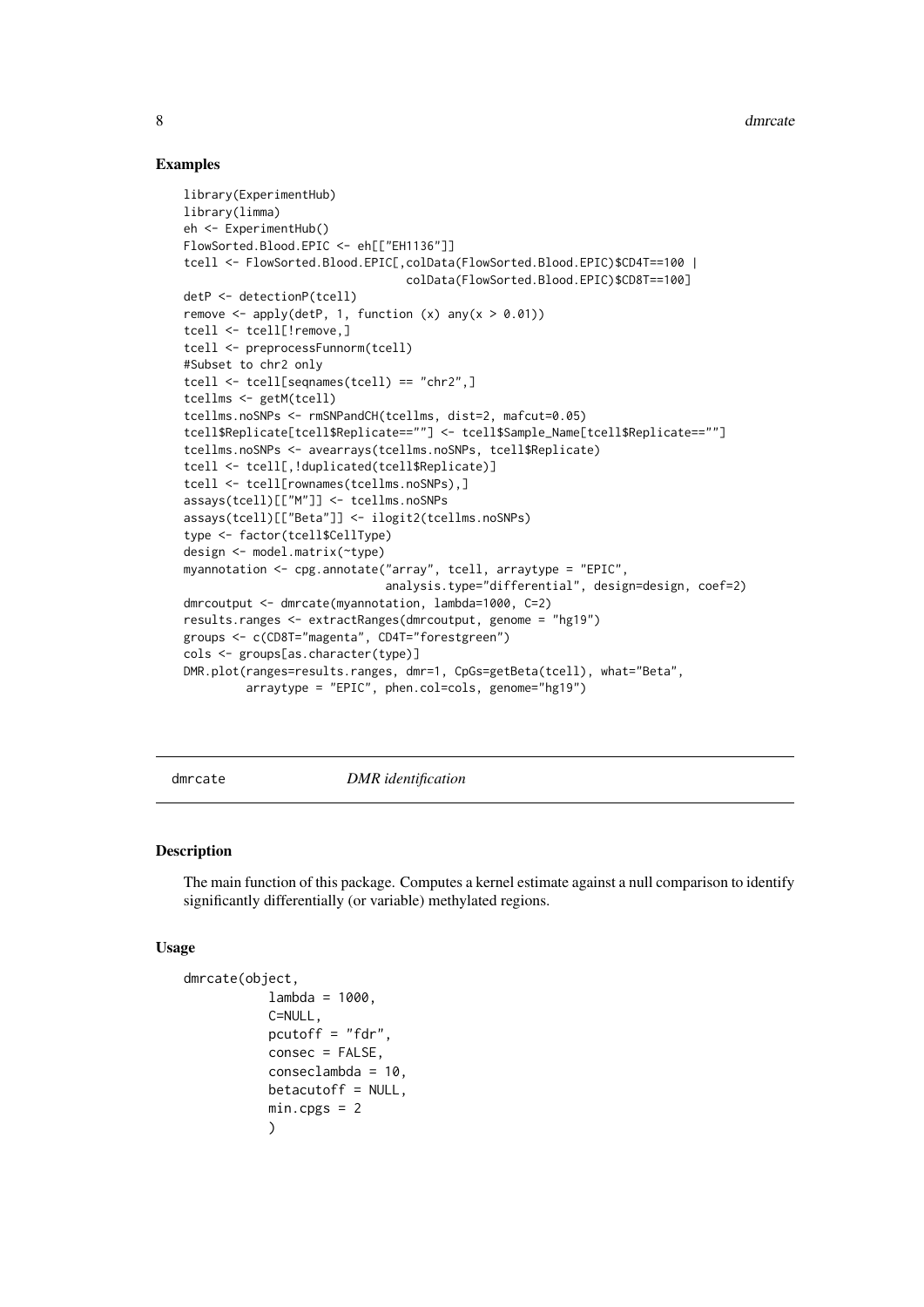## Examples

```
library(ExperimentHub)
library(limma)
eh <- ExperimentHub()
FlowSorted.Blood.EPIC <- eh[["EH1136"]]
tcell <- FlowSorted.Blood.EPIC[,colData(FlowSorted.Blood.EPIC)$CD4T==100 |
                                colData(FlowSorted.Blood.EPIC)$CD8T==100]
detP <- detectionP(tcell)
remove <- apply(detP, 1, function (x) any(x > 0.01))
tcell <- tcell[!remove,]
tcell <- preprocessFunnorm(tcell)
#Subset to chr2 only
tcell <- tcell[seqnames(tcell) == "chr2",]
tcellms <- getM(tcell)
tcellms.noSNPs <- rmSNPandCH(tcellms, dist=2, mafcut=0.05)
tcell$Replicate[tcell$Replicate==""] <- tcell$Sample_Name[tcell$Replicate==""]
tcellms.noSNPs <- avearrays(tcellms.noSNPs, tcell$Replicate)
tcell <- tcell[,!duplicated(tcell$Replicate)]
tcell <- tcell[rownames(tcellms.noSNPs),]
assays(tcell)[["M"]] <- tcellms.noSNPs
assays(tcell)[["Beta"]] <- ilogit2(tcellms.noSNPs)
type <- factor(tcell$CellType)
design <- model.matrix(~type)
myannotation <- cpg.annotate("array", tcell, arraytype = "EPIC",
                             analysis.type="differential", design=design, coef=2)
dmrcoutput <- dmrcate(myannotation, lambda=1000, C=2)
results.ranges <- extractRanges(dmrcoutput, genome = "hg19")
groups <- c(CD8T="magenta", CD4T="forestgreen")
cols <- groups[as.character(type)]
DMR.plot(ranges=results.ranges, dmr=1, CpGs=getBeta(tcell), what="Beta",
         arraytype = "EPIC", phen.col=cols, genome="hg19")
```

---

dmrcate — *DMR identification*

---

## Description

The main function of this package. Computes a kernel estimate against a null comparison to identify significantly differentially (or variable) methylated regions.

## Usage

```
dmrcate(object,
           lambda = 1000,
           C=NULL,
           pcutoff = "fdr",
           consec = FALSE,
           conseclambda = 10,
           betacutoff = NULL,
           min.cpgs = 2
           )
```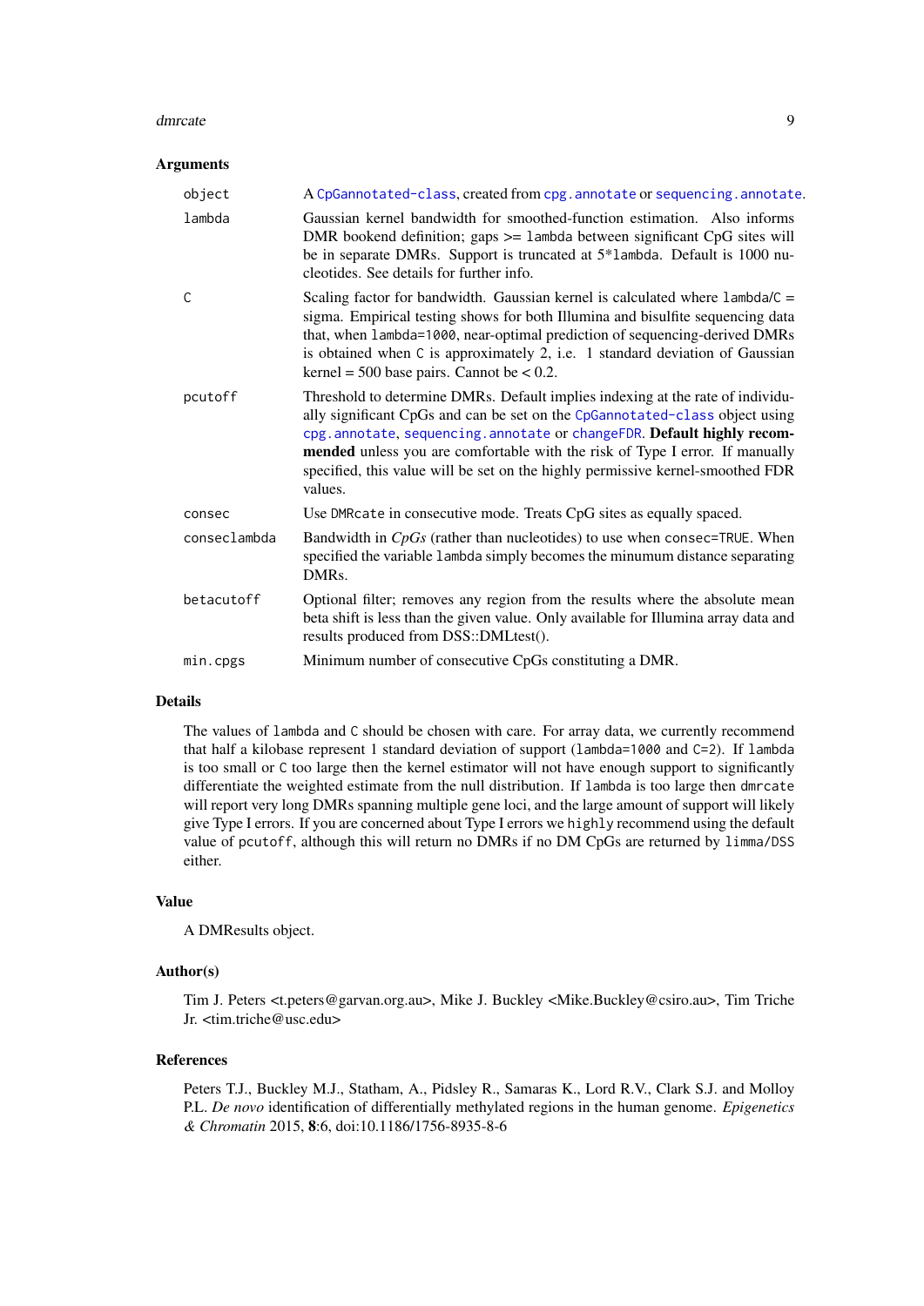### Arguments

| | |
|---|---|
| `object` | A `CpGannotated-class`, created from `cpg.annotate` or `sequencing.annotate`. |
| `lambda` | Gaussian kernel bandwidth for smoothed-function estimation. Also informs DMR bookend definition; gaps >= `lambda` between significant CpG sites will be in separate DMRs. Support is truncated at 5*`lambda`. Default is 1000 nucleotides. See details for further info. |
| `C` | Scaling factor for bandwidth. Gaussian kernel is calculated where `lambda`/`C` = sigma. Empirical testing shows for both Illumina and bisulfite sequencing data that, when `lambda=1000`, near-optimal prediction of sequencing-derived DMRs is obtained when `C` is approximately 2, i.e. 1 standard deviation of Gaussian kernel = 500 base pairs. Cannot be < 0.2. |
| `pcutoff` | Threshold to determine DMRs. Default implies indexing at the rate of individually significant CpGs and can be set on the `CpGannotated-class` object using `cpg.annotate`, `sequencing.annotate` or `changeFDR`. **Default highly recommended** unless you are comfortable with the risk of Type I error. If manually specified, this value will be set on the highly permissive kernel-smoothed FDR values. |
| `consec` | Use `DMRcate` in consecutive mode. Treats CpG sites as equally spaced. |
| `conseclambda` | Bandwidth in *CpGs* (rather than nucleotides) to use when `consec=TRUE`. When specified the variable `lambda` simply becomes the minumum distance separating DMRs. |
| `betacutoff` | Optional filter; removes any region from the results where the absolute mean beta shift is less than the given value. Only available for Illumina array data and results produced from DSS::DMLtest(). |
| `min.cpgs` | Minimum number of consecutive CpGs constituting a DMR. |

### Details

The values of `lambda` and `C` should be chosen with care. For array data, we currently recommend that half a kilobase represent 1 standard deviation of support (`lambda=1000` and `C=2`). If `lambda` is too small or `C` too large then the kernel estimator will not have enough support to significantly differentiate the weighted estimate from the null distribution. If `lambda` is too large then `dmrcate` will report very long DMRs spanning multiple gene loci, and the large amount of support will likely give Type I errors. If you are concerned about Type I errors we `highly` recommend using the default value of `pcutoff`, although this will return no DMRs if no DM CpGs are returned by `limma/DSS` either.

### Value

A DMResults object.

### Author(s)

Tim J. Peters <t.peters@garvan.org.au>, Mike J. Buckley <Mike.Buckley@csiro.au>, Tim Triche Jr. <tim.triche@usc.edu>

### References

Peters T.J., Buckley M.J., Statham, A., Pidsley R., Samaras K., Lord R.V., Clark S.J. and Molloy P.L. *De novo* identification of differentially methylated regions in the human genome. *Epigenetics & Chromatin* 2015, **8**:6, doi:10.1186/1756-8935-8-6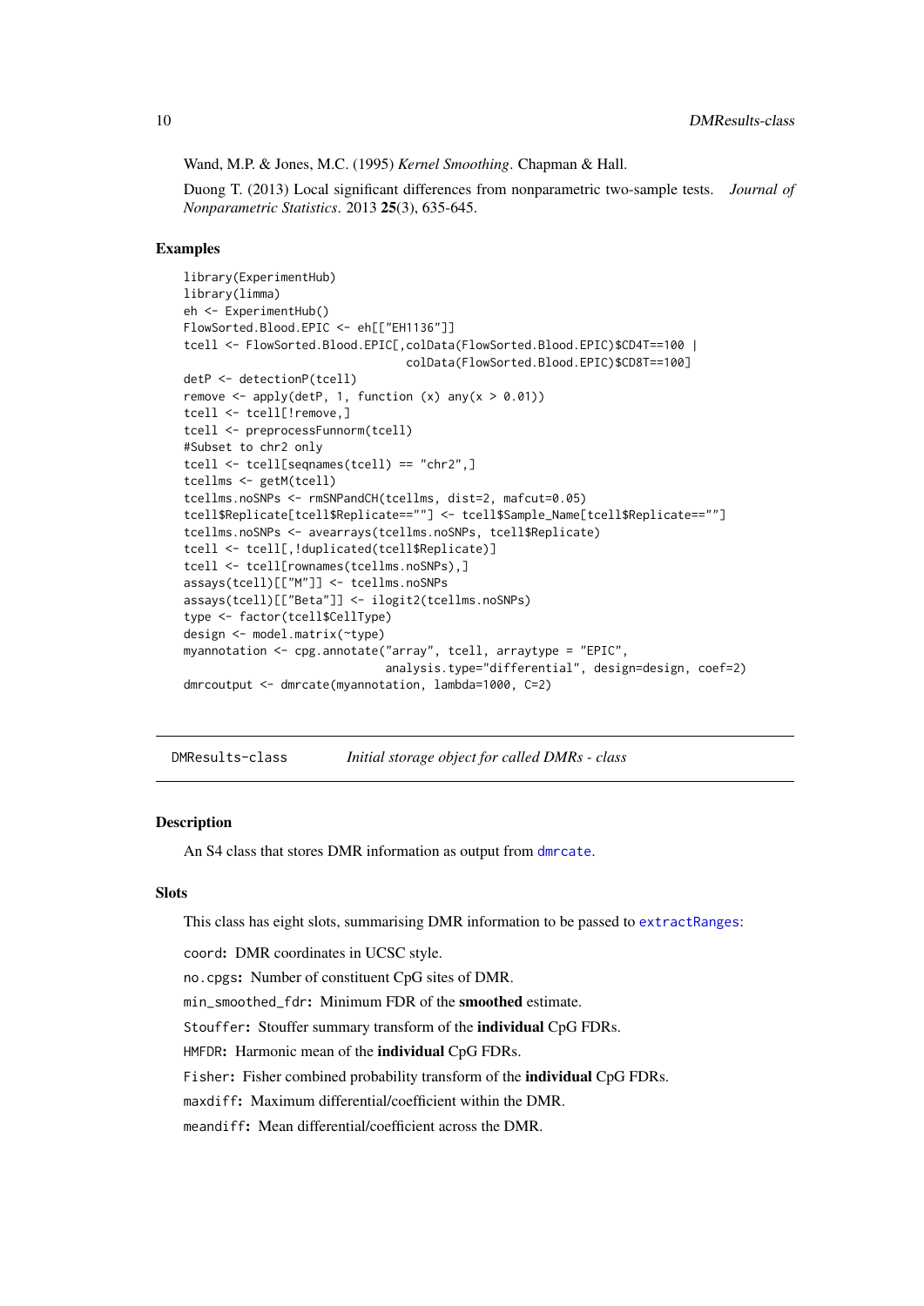Wand, M.P. & Jones, M.C. (1995) *Kernel Smoothing*. Chapman & Hall.

Duong T. (2013) Local significant differences from nonparametric two-sample tests. *Journal of Nonparametric Statistics*. 2013 **25**(3), 635-645.

### Examples

```
library(ExperimentHub)
library(limma)
eh <- ExperimentHub()
FlowSorted.Blood.EPIC <- eh[["EH1136"]]
tcell <- FlowSorted.Blood.EPIC[,colData(FlowSorted.Blood.EPIC)$CD4T==100 |
                                 colData(FlowSorted.Blood.EPIC)$CD8T==100]
detP <- detectionP(tcell)
remove <- apply(detP, 1, function (x) any(x > 0.01))
tcell <- tcell[!remove,]
tcell <- preprocessFunnorm(tcell)
#Subset to chr2 only
tcell <- tcell[seqnames(tcell) == "chr2",]
tcellms <- getM(tcell)
tcellms.noSNPs <- rmSNPandCH(tcellms, dist=2, mafcut=0.05)
tcell$Replicate[tcell$Replicate==""] <- tcell$Sample_Name[tcell$Replicate==""]
tcellms.noSNPs <- avearrays(tcellms.noSNPs, tcell$Replicate)
tcell <- tcell[,!duplicated(tcell$Replicate)]
tcell <- tcell[rownames(tcellms.noSNPs),]
assays(tcell)[["M"]] <- tcellms.noSNPs
assays(tcell)[["Beta"]] <- ilogit2(tcellms.noSNPs)
type <- factor(tcell$CellType)
design <- model.matrix(~type)
myannotation <- cpg.annotate("array", tcell, arraytype = "EPIC",
                              analysis.type="differential", design=design, coef=2)
dmrcoutput <- dmrcate(myannotation, lambda=1000, C=2)
```

---

## DMResults-class *Initial storage object for called DMRs - class*

---

### Description

An S4 class that stores DMR information as output from dmrcate.

### Slots

This class has eight slots, summarising DMR information to be passed to extractRanges:

- `coord`: DMR coordinates in UCSC style.
- `no.cpgs`: Number of constituent CpG sites of DMR.
- `min_smoothed_fdr`: Minimum FDR of the **smoothed** estimate.
- `Stouffer`: Stouffer summary transform of the **individual** CpG FDRs.
- `HMFDR`: Harmonic mean of the **individual** CpG FDRs.
- `Fisher`: Fisher combined probability transform of the **individual** CpG FDRs.
- `maxdiff`: Maximum differential/coefficient within the DMR.
- `meandiff`: Mean differential/coefficient across the DMR.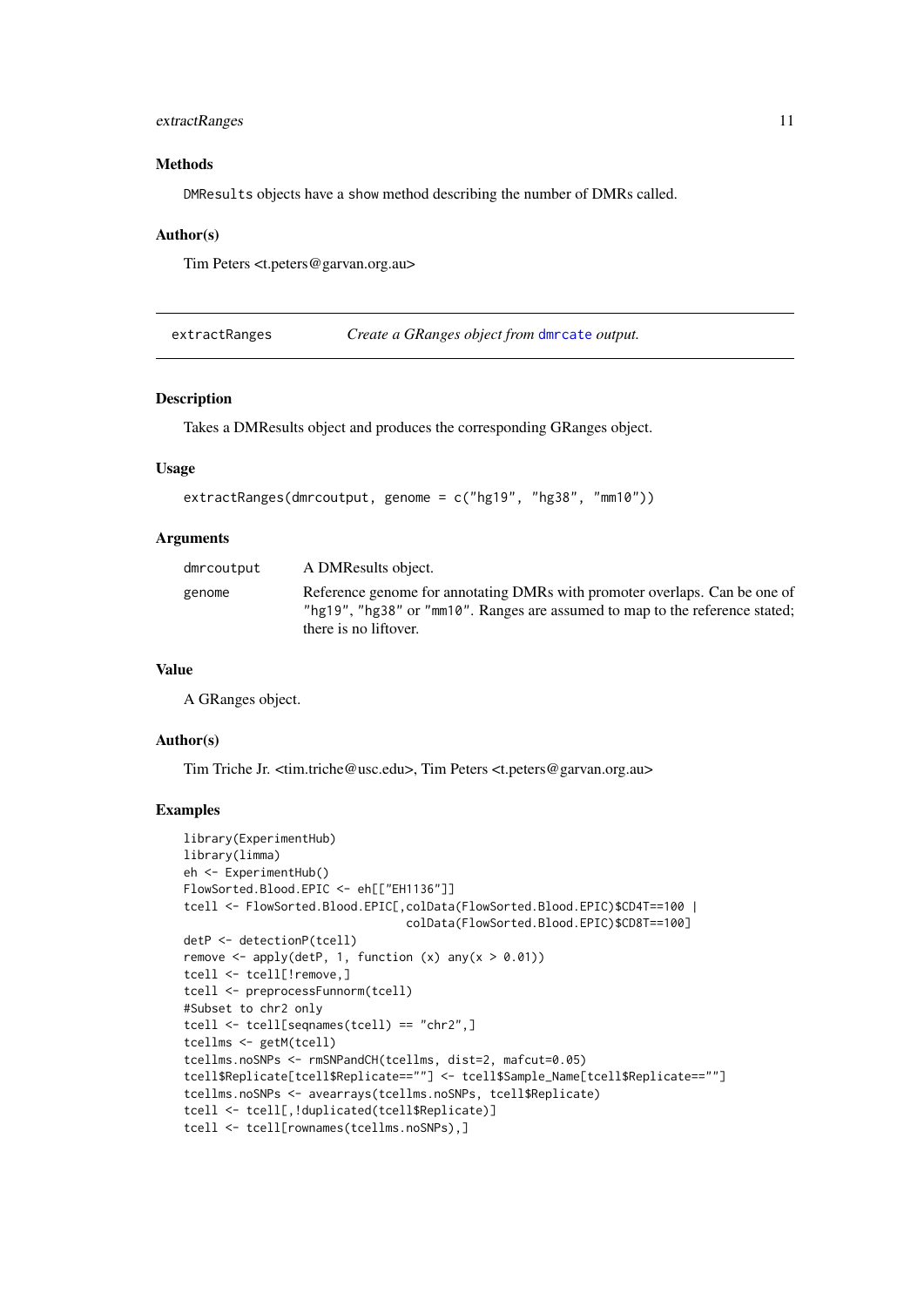### Methods

DMResults objects have a show method describing the number of DMRs called.

### Author(s)

Tim Peters <t.peters@garvan.org.au>

---

## extractRanges — *Create a GRanges object from* dmrcate *output.*

### Description

Takes a DMResults object and produces the corresponding GRanges object.

### Usage

```
extractRanges(dmrcoutput, genome = c("hg19", "hg38", "mm10"))
```

### Arguments

| | |
|---|---|
| dmrcoutput | A DMResults object. |
| genome | Reference genome for annotating DMRs with promoter overlaps. Can be one of "hg19", "hg38" or "mm10". Ranges are assumed to map to the reference stated; there is no liftover. |

### Value

A GRanges object.

### Author(s)

Tim Triche Jr. <tim.triche@usc.edu>, Tim Peters <t.peters@garvan.org.au>

### Examples

```
library(ExperimentHub)
library(limma)
eh <- ExperimentHub()
FlowSorted.Blood.EPIC <- eh[["EH1136"]]
tcell <- FlowSorted.Blood.EPIC[,colData(FlowSorted.Blood.EPIC)$CD4T==100 |
                                colData(FlowSorted.Blood.EPIC)$CD8T==100]
detP <- detectionP(tcell)
remove <- apply(detP, 1, function (x) any(x > 0.01))
tcell <- tcell[!remove,]
tcell <- preprocessFunnorm(tcell)
#Subset to chr2 only
tcell <- tcell[seqnames(tcell) == "chr2",]
tcellms <- getM(tcell)
tcellms.noSNPs <- rmSNPandCH(tcellms, dist=2, mafcut=0.05)
tcell$Replicate[tcell$Replicate==""] <- tcell$Sample_Name[tcell$Replicate==""]
tcellms.noSNPs <- avearrays(tcellms.noSNPs, tcell$Replicate)
tcell <- tcell[,!duplicated(tcell$Replicate)]
tcell <- tcell[rownames(tcellms.noSNPs),]
```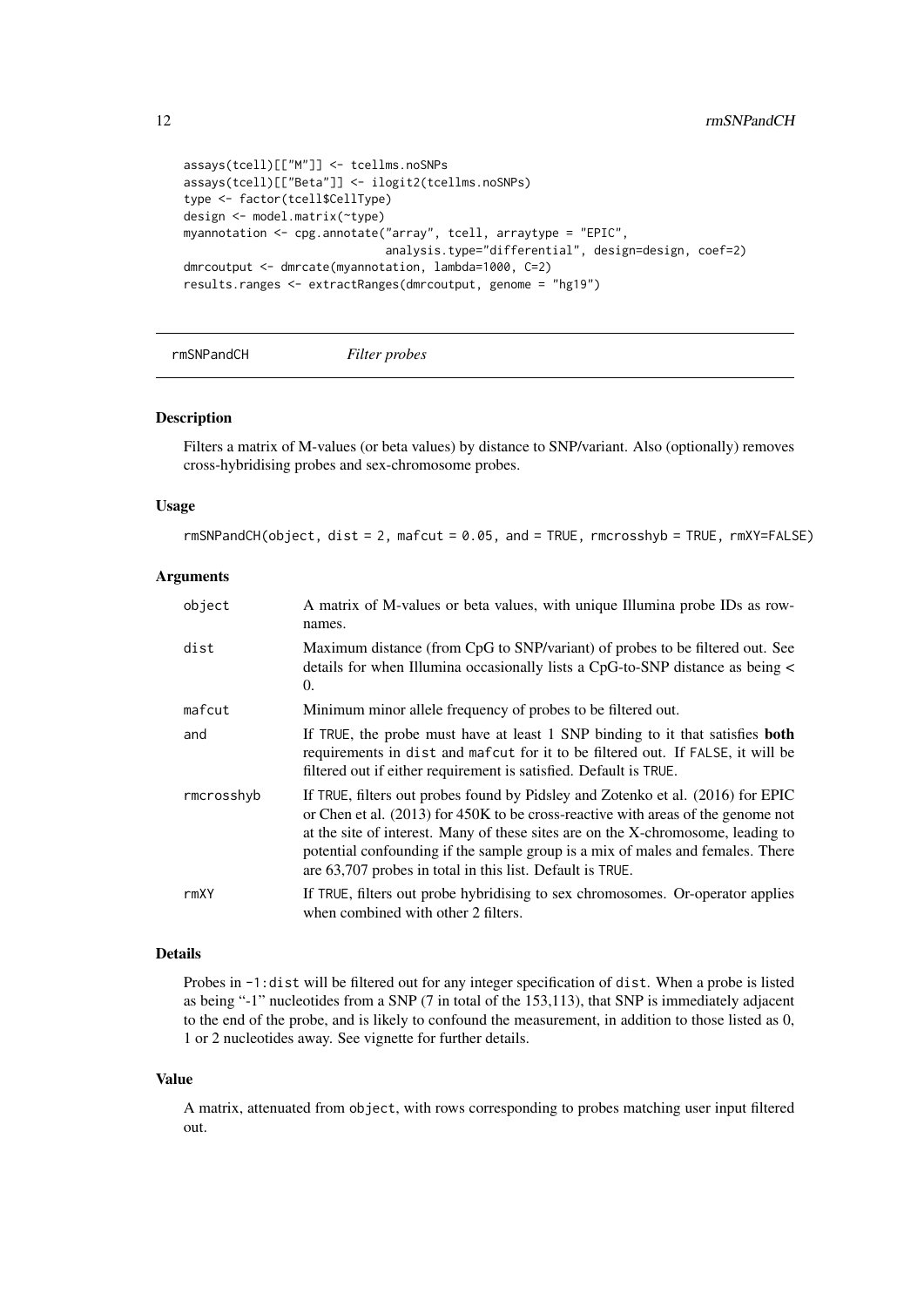```
assays(tcell)[["M"]] <- tcellms.noSNPs
assays(tcell)[["Beta"]] <- ilogit2(tcellms.noSNPs)
type <- factor(tcell$CellType)
design <- model.matrix(~type)
myannotation <- cpg.annotate("array", tcell, arraytype = "EPIC",
                             analysis.type="differential", design=design, coef=2)
dmrcoutput <- dmrcate(myannotation, lambda=1000, C=2)
results.ranges <- extractRanges(dmrcoutput, genome = "hg19")
```

---

## rmSNPandCH *Filter probes*

### Description

Filters a matrix of M-values (or beta values) by distance to SNP/variant. Also (optionally) removes cross-hybridising probes and sex-chromosome probes.

### Usage

```
rmSNPandCH(object, dist = 2, mafcut = 0.05, and = TRUE, rmcrosshyb = TRUE, rmXY=FALSE)
```

### Arguments

| | |
|---|---|
| `object` | A matrix of M-values or beta values, with unique Illumina probe IDs as rownames. |
| `dist` | Maximum distance (from CpG to SNP/variant) of probes to be filtered out. See details for when Illumina occasionally lists a CpG-to-SNP distance as being < 0. |
| `mafcut` | Minimum minor allele frequency of probes to be filtered out. |
| `and` | If `TRUE`, the probe must have at least 1 SNP binding to it that satisfies **both** requirements in `dist` and `mafcut` for it to be filtered out. If `FALSE`, it will be filtered out if either requirement is satisfied. Default is `TRUE`. |
| `rmcrosshyb` | If `TRUE`, filters out probes found by Pidsley and Zotenko et al. (2016) for EPIC or Chen et al. (2013) for 450K to be cross-reactive with areas of the genome not at the site of interest. Many of these sites are on the X-chromosome, leading to potential confounding if the sample group is a mix of males and females. There are 63,707 probes in total in this list. Default is `TRUE`. |
| `rmXY` | If `TRUE`, filters out probe hybridising to sex chromosomes. Or-operator applies when combined with other 2 filters. |

### Details

Probes in `-1:dist` will be filtered out for any integer specification of `dist`. When a probe is listed as being "-1" nucleotides from a SNP (7 in total of the 153,113), that SNP is immediately adjacent to the end of the probe, and is likely to confound the measurement, in addition to those listed as 0, 1 or 2 nucleotides away. See vignette for further details.

### Value

A matrix, attenuated from `object`, with rows corresponding to probes matching user input filtered out.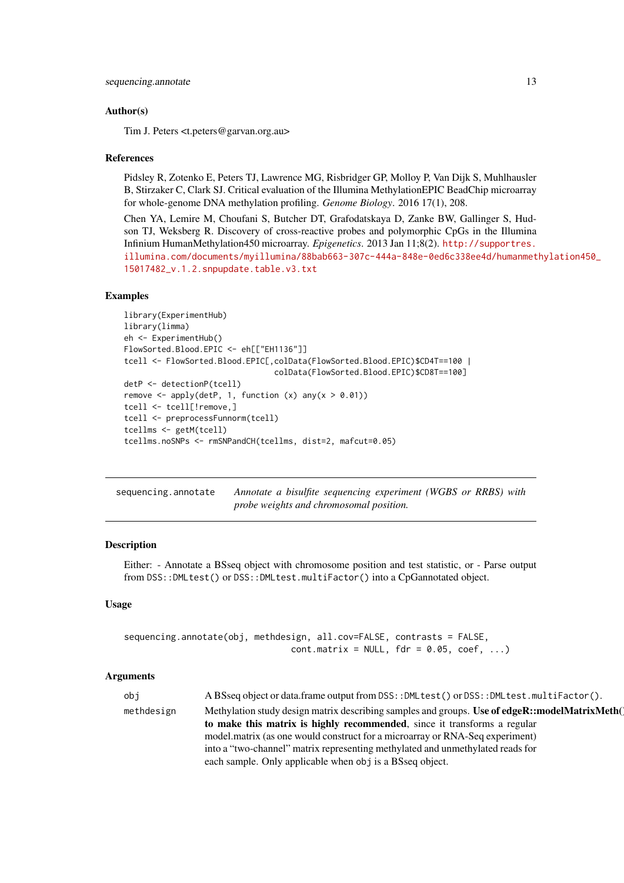### Author(s)

Tim J. Peters <t.peters@garvan.org.au>

### References

Pidsley R, Zotenko E, Peters TJ, Lawrence MG, Risbridger GP, Molloy P, Van Dijk S, Muhlhausler B, Stirzaker C, Clark SJ. Critical evaluation of the Illumina MethylationEPIC BeadChip microarray for whole-genome DNA methylation profiling. *Genome Biology*. 2016 17(1), 208.

Chen YA, Lemire M, Choufani S, Butcher DT, Grafodatskaya D, Zanke BW, Gallinger S, Hudson TJ, Weksberg R. Discovery of cross-reactive probes and polymorphic CpGs in the Illumina Infinium HumanMethylation450 microarray. *Epigenetics*. 2013 Jan 11;8(2). http://supportres.illumina.com/documents/myillumina/88bab663-307c-444a-848e-0ed6c338ee4d/humanmethylation450_15017482_v.1.2.snpupdate.table.v3.txt

### Examples

```
library(ExperimentHub)
library(limma)
eh <- ExperimentHub()
FlowSorted.Blood.EPIC <- eh[["EH1136"]]
tcell <- FlowSorted.Blood.EPIC[,colData(FlowSorted.Blood.EPIC)$CD4T==100 |
                                colData(FlowSorted.Blood.EPIC)$CD8T==100]
detP <- detectionP(tcell)
remove <- apply(detP, 1, function (x) any(x > 0.01))
tcell <- tcell[!remove,]
tcell <- preprocessFunnorm(tcell)
tcellms <- getM(tcell)
tcellms.noSNPs <- rmSNPandCH(tcellms, dist=2, mafcut=0.05)
```

---

## sequencing.annotate

*Annotate a bisulfite sequencing experiment (WGBS or RRBS) with probe weights and chromosomal position.*

### Description

Either: - Annotate a BSseq object with chromosome position and test statistic, or - Parse output from `DSS::DMLtest()` or `DSS::DMLtest.multiFactor()` into a CpGannotated object.

### Usage

```
sequencing.annotate(obj, methdesign, all.cov=FALSE, contrasts = FALSE,
                              cont.matrix = NULL, fdr = 0.05, coef, ...)
```

### Arguments

| | |
|---|---|
| `obj` | A BSseq object or data.frame output from `DSS::DMLtest()` or `DSS::DMLtest.multiFactor()`. |
| `methdesign` | Methylation study design matrix describing samples and groups. **Use of edgeR::modelMatrixMeth() to make this matrix is highly recommended**, since it transforms a regular model.matrix (as one would construct for a microarray or RNA-Seq experiment) into a "two-channel" matrix representing methylated and unmethylated reads for each sample. Only applicable when `obj` is a BSseq object. |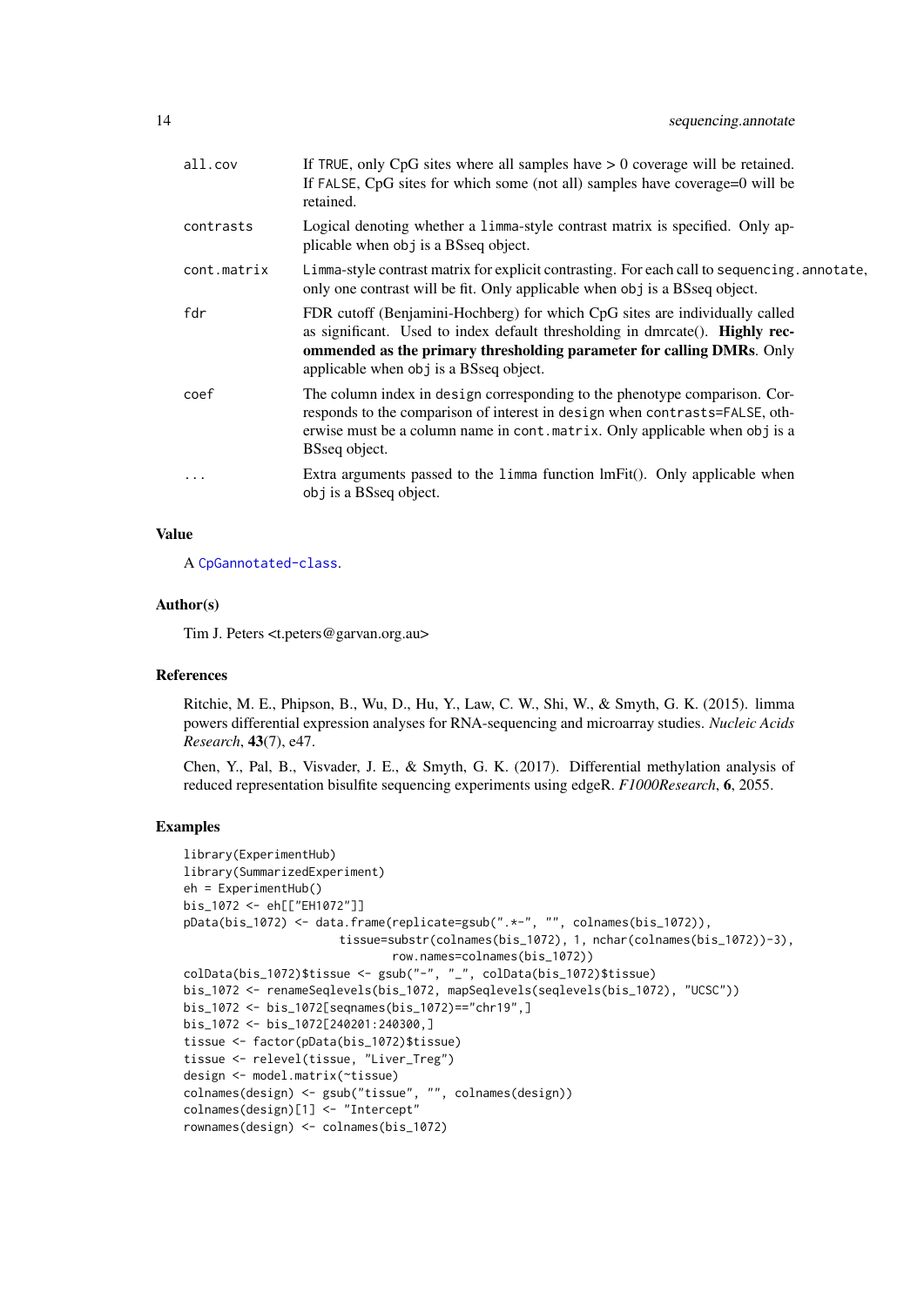| | |
|---|---|
| all.cov | If TRUE, only CpG sites where all samples have > 0 coverage will be retained. If FALSE, CpG sites for which some (not all) samples have coverage=0 will be retained. |
| contrasts | Logical denoting whether a limma-style contrast matrix is specified. Only applicable when obj is a BSseq object. |
| cont.matrix | Limma-style contrast matrix for explicit contrasting. For each call to sequencing.annotate, only one contrast will be fit. Only applicable when obj is a BSseq object. |
| fdr | FDR cutoff (Benjamini-Hochberg) for which CpG sites are individually called as significant. Used to index default thresholding in dmrcate(). **Highly recommended as the primary thresholding parameter for calling DMRs**. Only applicable when obj is a BSseq object. |
| coef | The column index in design corresponding to the phenotype comparison. Corresponds to the comparison of interest in design when contrasts=FALSE, otherwise must be a column name in cont.matrix. Only applicable when obj is a BSseq object. |
| ... | Extra arguments passed to the limma function lmFit(). Only applicable when obj is a BSseq object. |

## Value

A CpGannotated-class.

## Author(s)

Tim J. Peters <t.peters@garvan.org.au>

## References

Ritchie, M. E., Phipson, B., Wu, D., Hu, Y., Law, C. W., Shi, W., & Smyth, G. K. (2015). limma powers differential expression analyses for RNA-sequencing and microarray studies. *Nucleic Acids Research*, **43**(7), e47.

Chen, Y., Pal, B., Visvader, J. E., & Smyth, G. K. (2017). Differential methylation analysis of reduced representation bisulfite sequencing experiments using edgeR. *F1000Research*, **6**, 2055.

## Examples

```
library(ExperimentHub)
library(SummarizedExperiment)
eh = ExperimentHub()
bis_1072 <- eh[["EH1072"]]
pData(bis_1072) <- data.frame(replicate=gsub(".*-", "", colnames(bis_1072)),
                        tissue=substr(colnames(bis_1072), 1, nchar(colnames(bis_1072))-3),
                                row.names=colnames(bis_1072))
colData(bis_1072)$tissue <- gsub("-", "_", colData(bis_1072)$tissue)
bis_1072 <- renameSeqlevels(bis_1072, mapSeqlevels(seqlevels(bis_1072), "UCSC"))
bis_1072 <- bis_1072[seqnames(bis_1072)=="chr19",]
bis_1072 <- bis_1072[240201:240300,]
tissue <- factor(pData(bis_1072)$tissue)
tissue <- relevel(tissue, "Liver_Treg")
design <- model.matrix(~tissue)
colnames(design) <- gsub("tissue", "", colnames(design))
colnames(design)[1] <- "Intercept"
rownames(design) <- colnames(bis_1072)
```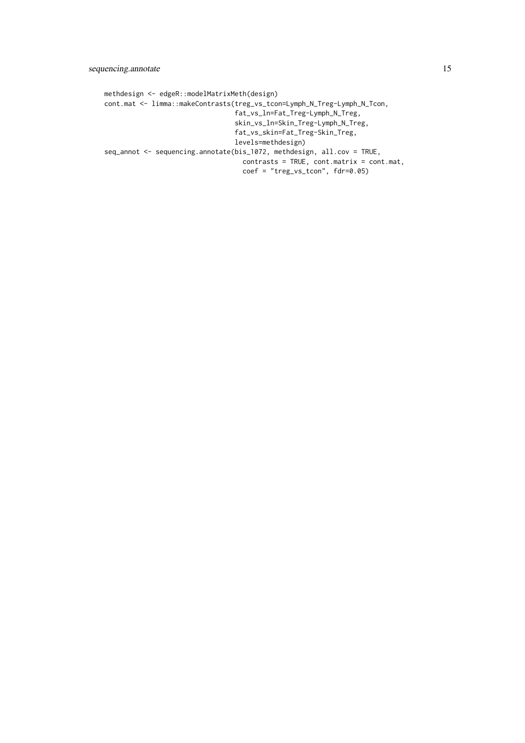```
methdesign <- edgeR::modelMatrixMeth(design)
cont.mat <- limma::makeContrasts(treg_vs_tcon=Lymph_N_Treg-Lymph_N_Tcon,
                                 fat_vs_ln=Fat_Treg-Lymph_N_Treg,
                                 skin_vs_ln=Skin_Treg-Lymph_N_Treg,
                                 fat_vs_skin=Fat_Treg-Skin_Treg,
                                 levels=methdesign)
seq_annot <- sequencing.annotate(bis_1072, methdesign, all.cov = TRUE,
                                   contrasts = TRUE, cont.matrix = cont.mat,
                                   coef = "treg_vs_tcon", fdr=0.05)
```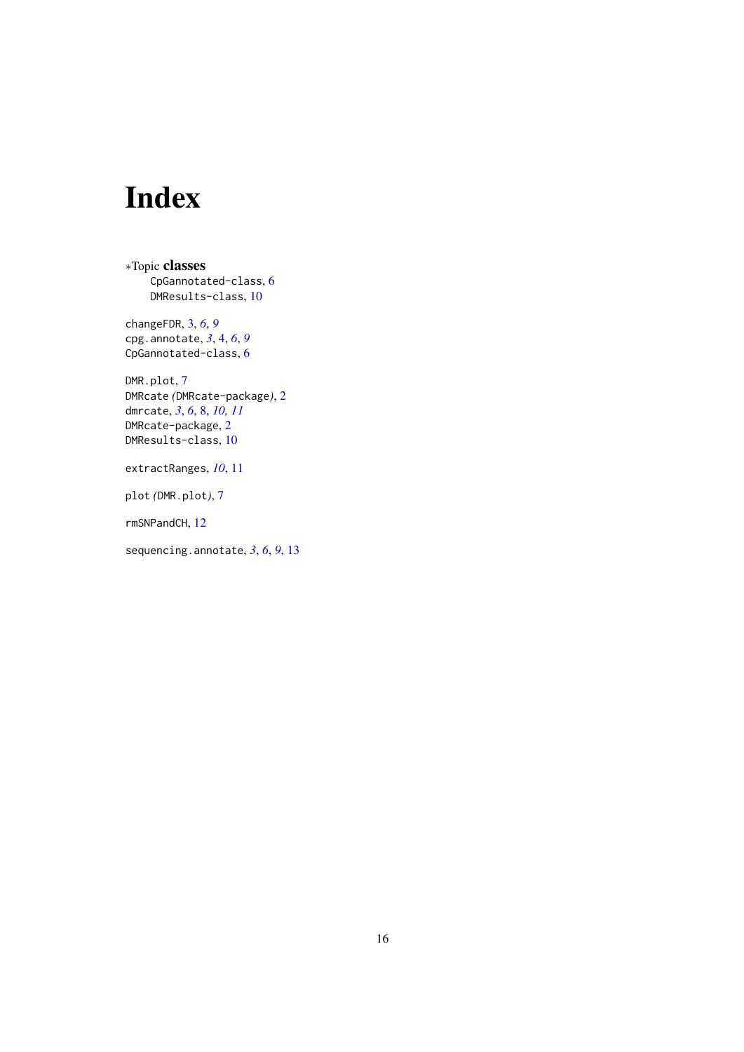# Index

∗Topic **classes**

CpGannotated-class, 6
DMResults-class, 10

changeFDR, 3, *6*, *9*
cpg.annotate, *3*, 4, *6*, *9*
CpGannotated-class, 6

DMR.plot, 7
DMRcate *(*DMRcate-package*)*, 2
dmrcate, *3*, *6*, 8, *10, 11*
DMRcate-package, 2
DMResults-class, 10

extractRanges, *10*, 11

plot *(*DMR.plot*)*, 7

rmSNPandCH, 12

sequencing.annotate, *3*, *6*, *9*, 13